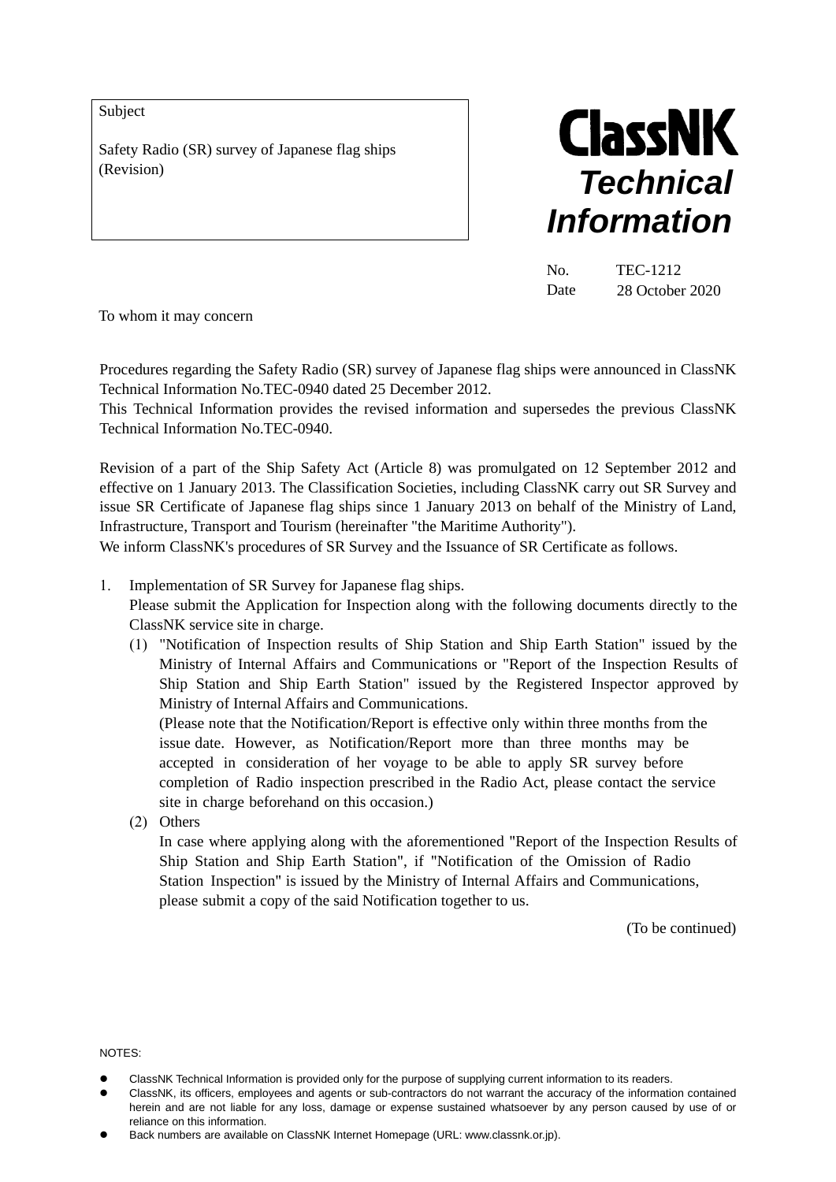Subject

Safety Radio (SR) survey of Japanese flag ships (Revision)

**ClassNK**

***Technical Information***

No. TEC-1212
Date 28 October 2020

To whom it may concern

Procedures regarding the Safety Radio (SR) survey of Japanese flag ships were announced in ClassNK Technical Information No.TEC-0940 dated 25 December 2012.
This Technical Information provides the revised information and supersedes the previous ClassNK Technical Information No.TEC-0940.

Revision of a part of the Ship Safety Act (Article 8) was promulgated on 12 September 2012 and effective on 1 January 2013. The Classification Societies, including ClassNK carry out SR Survey and issue SR Certificate of Japanese flag ships since 1 January 2013 on behalf of the Ministry of Land, Infrastructure, Transport and Tourism (hereinafter "the Maritime Authority").
We inform ClassNK's procedures of SR Survey and the Issuance of SR Certificate as follows.

1. Implementation of SR Survey for Japanese flag ships.
   Please submit the Application for Inspection along with the following documents directly to the ClassNK service site in charge.
   (1) "Notification of Inspection results of Ship Station and Ship Earth Station" issued by the Ministry of Internal Affairs and Communications or "Report of the Inspection Results of Ship Station and Ship Earth Station" issued by the Registered Inspector approved by Ministry of Internal Affairs and Communications.
   (Please note that the Notification/Report is effective only within three months from the issue date. However, as Notification/Report more than three months may be accepted in consideration of her voyage to be able to apply SR survey before completion of Radio inspection prescribed in the Radio Act, please contact the service site in charge beforehand on this occasion.)
   (2) Others
   In case where applying along with the aforementioned "Report of the Inspection Results of Ship Station and Ship Earth Station", if "Notification of the Omission of Radio Station Inspection" is issued by the Ministry of Internal Affairs and Communications, please submit a copy of the said Notification together to us.

(To be continued)

NOTES:

- ClassNK Technical Information is provided only for the purpose of supplying current information to its readers.
- ClassNK, its officers, employees and agents or sub-contractors do not warrant the accuracy of the information contained herein and are not liable for any loss, damage or expense sustained whatsoever by any person caused by use of or reliance on this information.
- Back numbers are available on ClassNK Internet Homepage (URL: www.classnk.or.jp).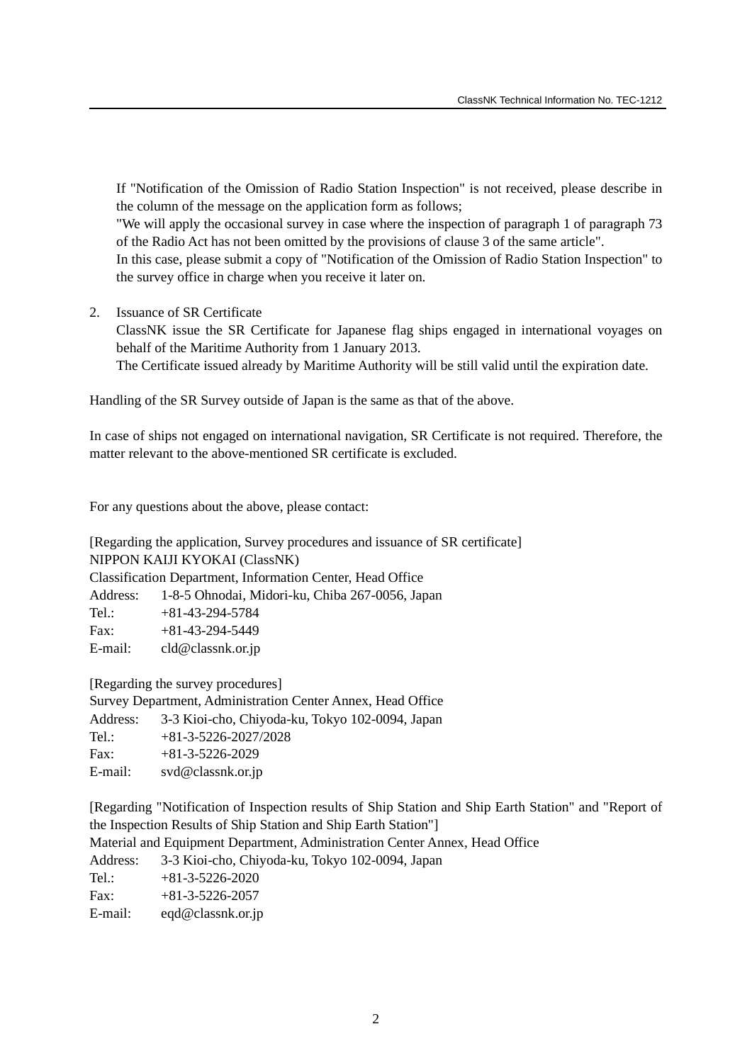If "Notification of the Omission of Radio Station Inspection" is not received, please describe in the column of the message on the application form as follows;

"We will apply the occasional survey in case where the inspection of paragraph 1 of paragraph 73 of the Radio Act has not been omitted by the provisions of clause 3 of the same article".

In this case, please submit a copy of "Notification of the Omission of Radio Station Inspection" to the survey office in charge when you receive it later on.

2. Issuance of SR Certificate

   ClassNK issue the SR Certificate for Japanese flag ships engaged in international voyages on behalf of the Maritime Authority from 1 January 2013.

   The Certificate issued already by Maritime Authority will be still valid until the expiration date.

Handling of the SR Survey outside of Japan is the same as that of the above.

In case of ships not engaged on international navigation, SR Certificate is not required. Therefore, the matter relevant to the above-mentioned SR certificate is excluded.

For any questions about the above, please contact:

[Regarding the application, Survey procedures and issuance of SR certificate]
NIPPON KAIJI KYOKAI (ClassNK)
Classification Department, Information Center, Head Office
Address: 1-8-5 Ohnodai, Midori-ku, Chiba 267-0056, Japan
Tel.: +81-43-294-5784
Fax: +81-43-294-5449
E-mail: cld@classnk.or.jp

[Regarding the survey procedures]
Survey Department, Administration Center Annex, Head Office
Address: 3-3 Kioi-cho, Chiyoda-ku, Tokyo 102-0094, Japan
Tel.: +81-3-5226-2027/2028
Fax: +81-3-5226-2029
E-mail: svd@classnk.or.jp

[Regarding "Notification of Inspection results of Ship Station and Ship Earth Station" and "Report of the Inspection Results of Ship Station and Ship Earth Station"]
Material and Equipment Department, Administration Center Annex, Head Office
Address: 3-3 Kioi-cho, Chiyoda-ku, Tokyo 102-0094, Japan
Tel.: +81-3-5226-2020
Fax: +81-3-5226-2057
E-mail: eqd@classnk.or.jp